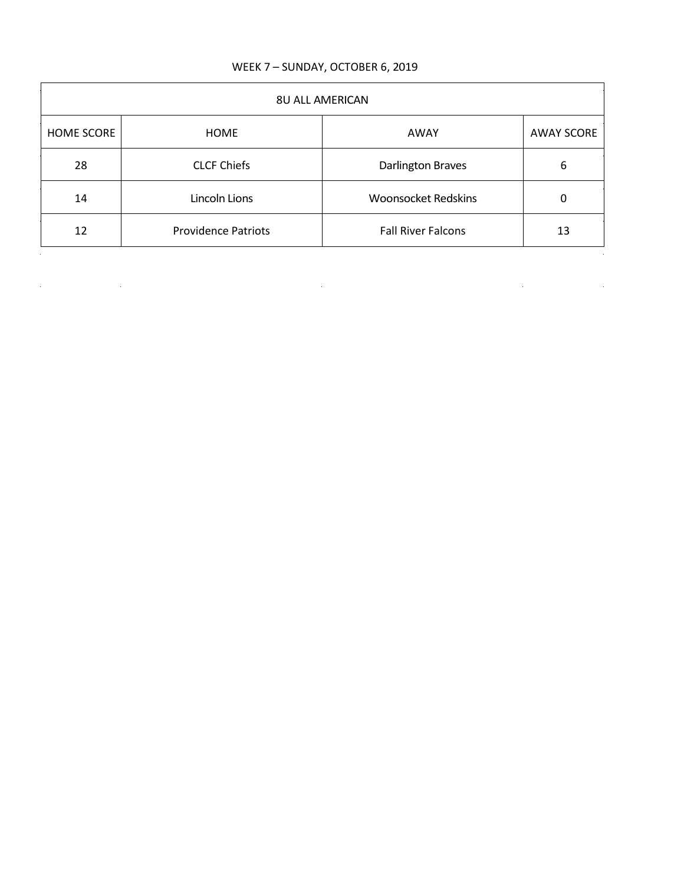WEEK 7 – SUNDAY, OCTOBER 6, 2019

| 8U ALL AMERICAN | | | |
|---|---|---|---|
| HOME SCORE | HOME | AWAY | AWAY SCORE |
| 28 | CLCF Chiefs | Darlington Braves | 6 |
| 14 | Lincoln Lions | Woonsocket Redskins | 0 |
| 12 | Providence Patriots | Fall River Falcons | 13 |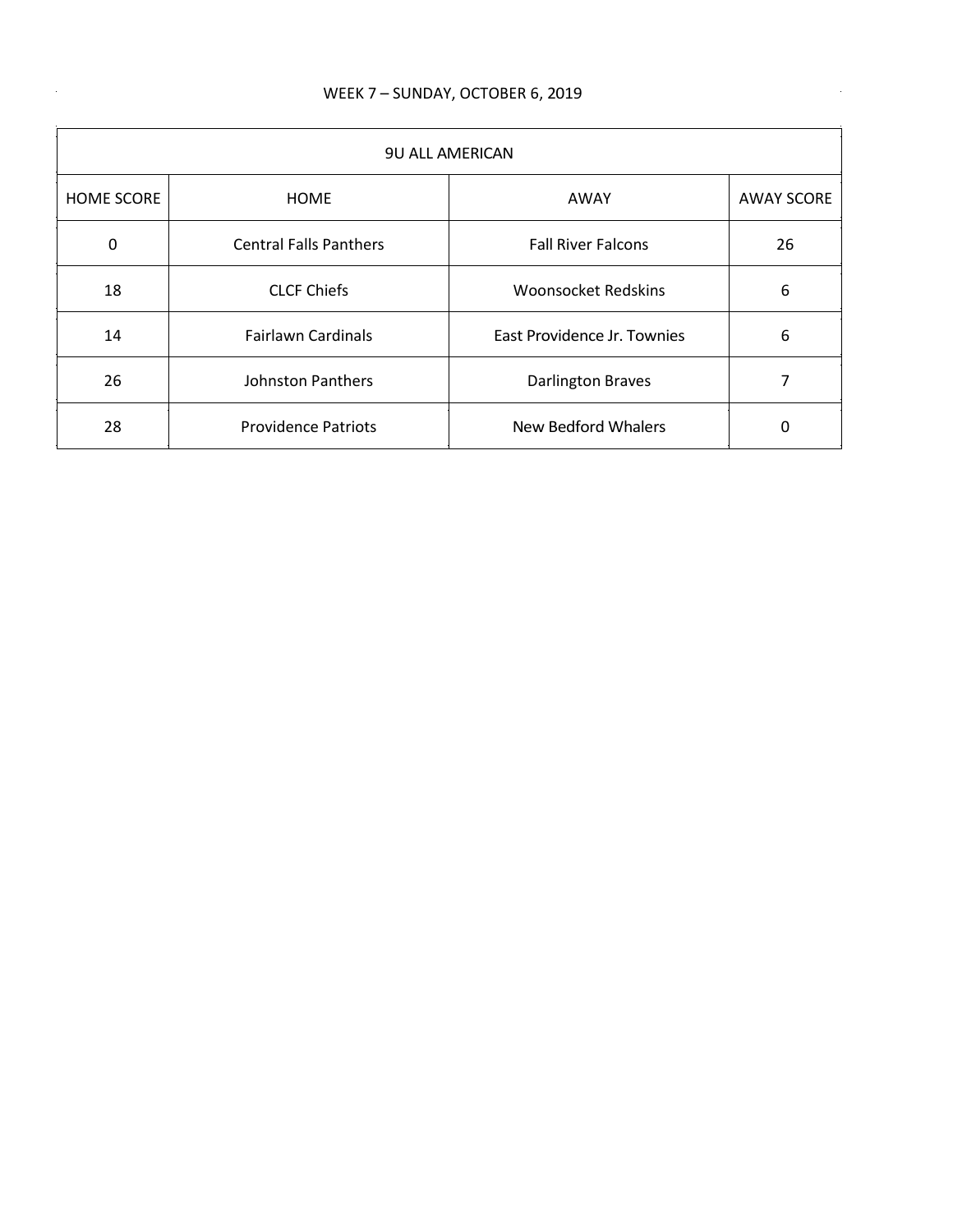WEEK 7 – SUNDAY, OCTOBER 6, 2019

| 9U ALL AMERICAN | | | |
|---|---|---|---|
| HOME SCORE | HOME | AWAY | AWAY SCORE |
| 0 | Central Falls Panthers | Fall River Falcons | 26 |
| 18 | CLCF Chiefs | Woonsocket Redskins | 6 |
| 14 | Fairlawn Cardinals | East Providence Jr. Townies | 6 |
| 26 | Johnston Panthers | Darlington Braves | 7 |
| 28 | Providence Patriots | New Bedford Whalers | 0 |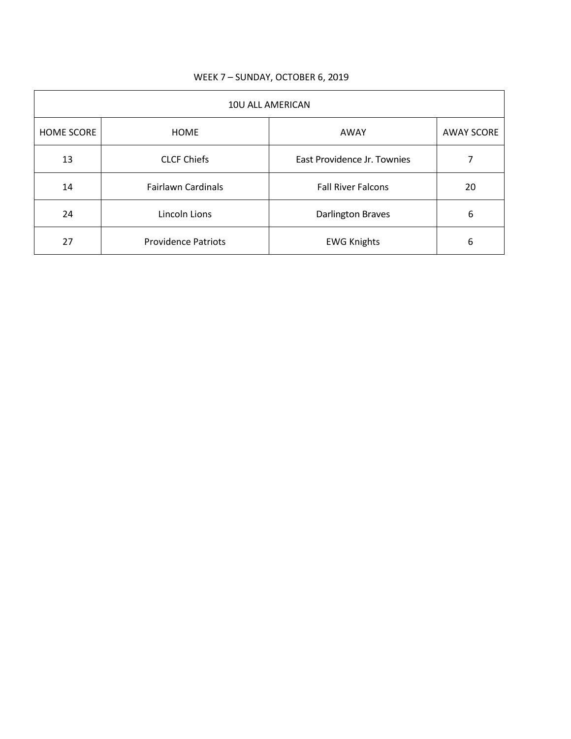WEEK 7 – SUNDAY, OCTOBER 6, 2019

| 10U ALL AMERICAN | | | |
|---|---|---|---|
| HOME SCORE | HOME | AWAY | AWAY SCORE |
| 13 | CLCF Chiefs | East Providence Jr. Townies | 7 |
| 14 | Fairlawn Cardinals | Fall River Falcons | 20 |
| 24 | Lincoln Lions | Darlington Braves | 6 |
| 27 | Providence Patriots | EWG Knights | 6 |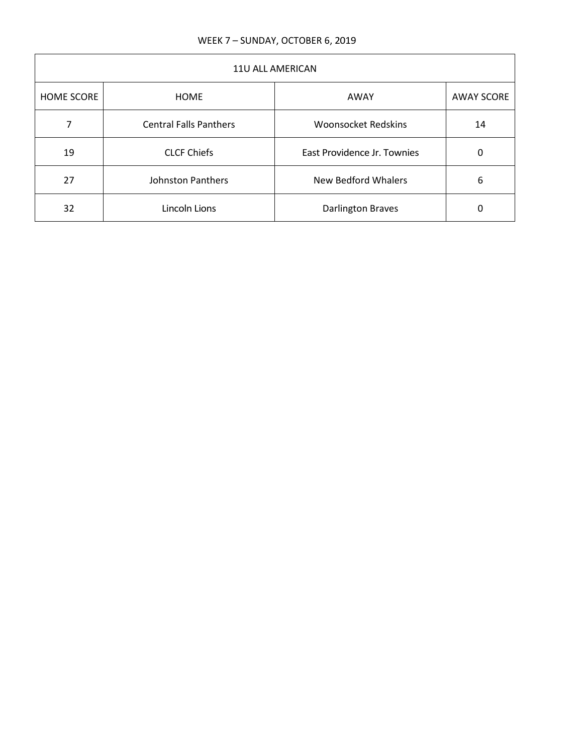WEEK 7 – SUNDAY, OCTOBER 6, 2019

| 11U ALL AMERICAN | | | |
|---|---|---|---|
| HOME SCORE | HOME | AWAY | AWAY SCORE |
| 7 | Central Falls Panthers | Woonsocket Redskins | 14 |
| 19 | CLCF Chiefs | East Providence Jr. Townies | 0 |
| 27 | Johnston Panthers | New Bedford Whalers | 6 |
| 32 | Lincoln Lions | Darlington Braves | 0 |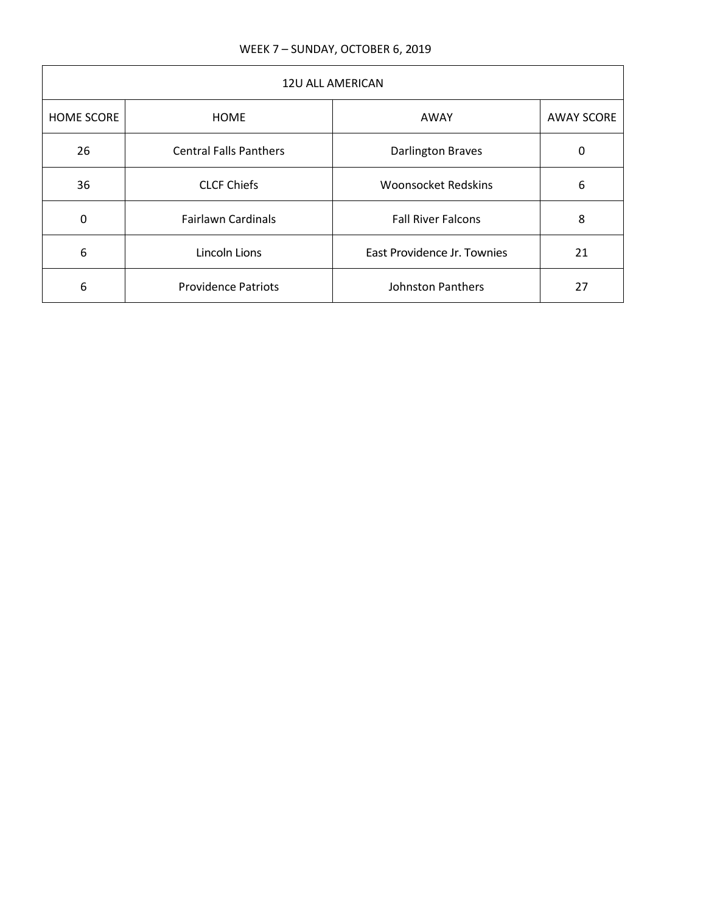WEEK 7 – SUNDAY, OCTOBER 6, 2019

| 12U ALL AMERICAN | | | |
|---|---|---|---|
| HOME SCORE | HOME | AWAY | AWAY SCORE |
| 26 | Central Falls Panthers | Darlington Braves | 0 |
| 36 | CLCF Chiefs | Woonsocket Redskins | 6 |
| 0 | Fairlawn Cardinals | Fall River Falcons | 8 |
| 6 | Lincoln Lions | East Providence Jr. Townies | 21 |
| 6 | Providence Patriots | Johnston Panthers | 27 |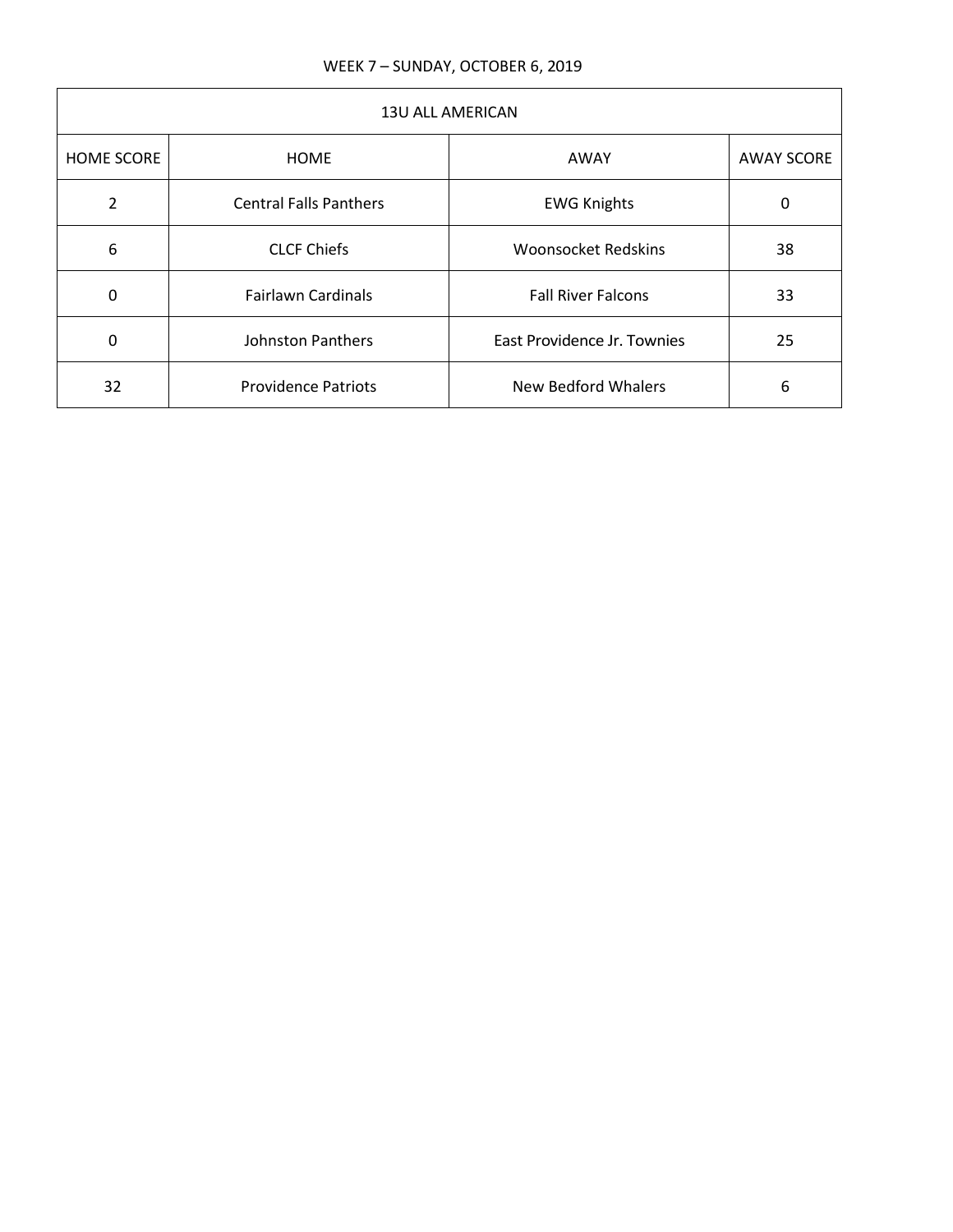WEEK 7 – SUNDAY, OCTOBER 6, 2019

| 13U ALL AMERICAN | | | |
|---|---|---|---|
| HOME SCORE | HOME | AWAY | AWAY SCORE |
| 2 | Central Falls Panthers | EWG Knights | 0 |
| 6 | CLCF Chiefs | Woonsocket Redskins | 38 |
| 0 | Fairlawn Cardinals | Fall River Falcons | 33 |
| 0 | Johnston Panthers | East Providence Jr. Townies | 25 |
| 32 | Providence Patriots | New Bedford Whalers | 6 |